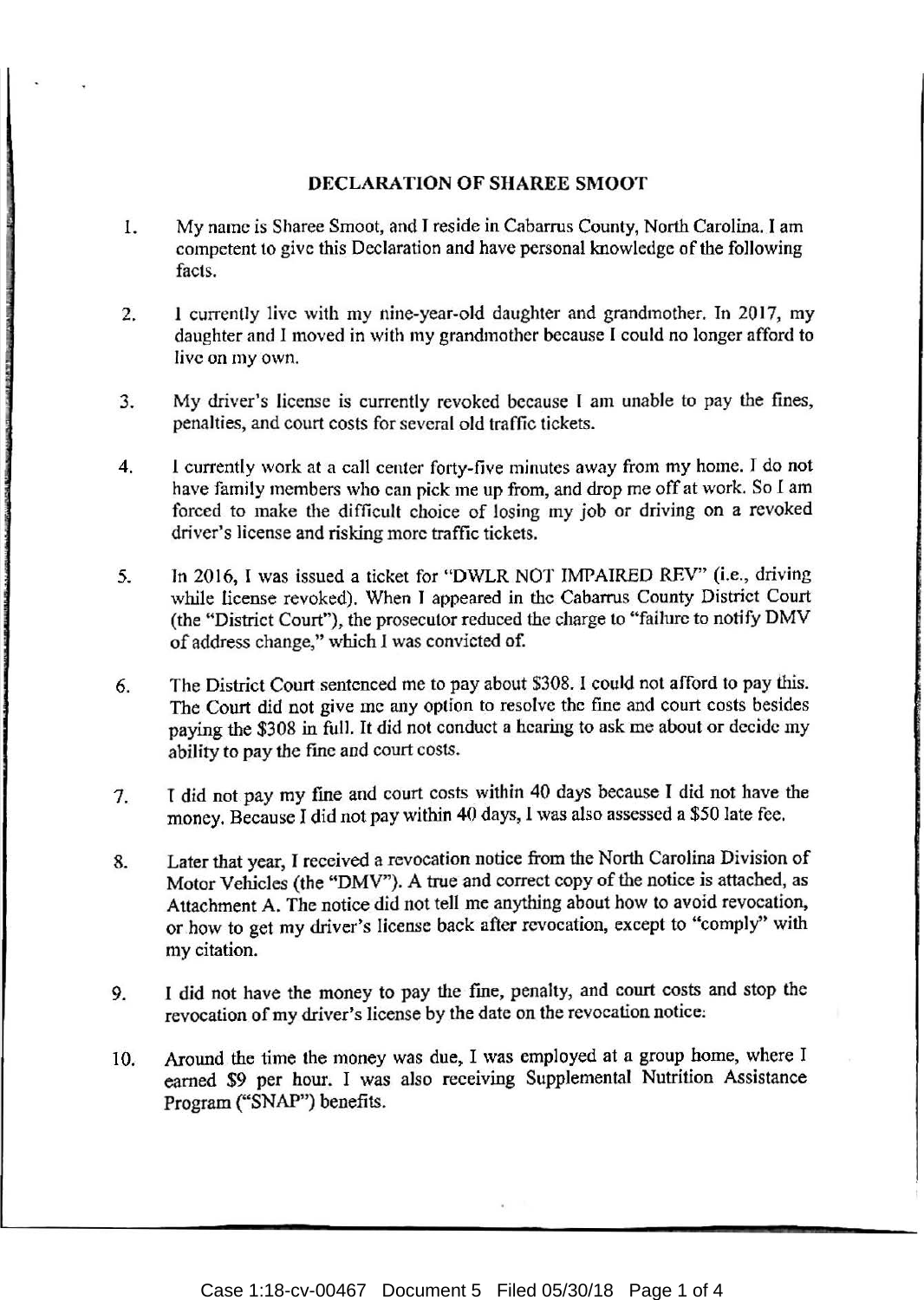# DECLARATION OF SHAREE SMOOT

1. My name is Sharee Smoot, and I reside in Cabarrus County, North Carolina. I am competent to give this Declaration and have personal knowledge of the following facts.

2. I currently live with my nine-year-old daughter and grandmother. In 2017, my daughter and I moved in with my grandmother because I could no longer afford to live on my own.

3. My driver's license is currently revoked because I am unable to pay the fines, penalties, and court costs for several old traffic tickets.

4. I currently work at a call center forty-five minutes away from my home. I do not have family members who can pick me up from, and drop me off at work. So I am forced to make the difficult choice of losing my job or driving on a revoked driver's license and risking more traffic tickets.

5. In 2016, I was issued a ticket for "DWLR NOT IMPAIRED REV" (i.e., driving while license revoked). When I appeared in the Cabarrus County District Court (the "District Court"), the prosecutor reduced the charge to "failure to notify DMV of address change," which I was convicted of.

6. The District Court sentenced me to pay about $308. I could not afford to pay this. The Court did not give me any option to resolve the fine and court costs besides paying the $308 in full. It did not conduct a hearing to ask me about or decide my ability to pay the fine and court costs.

7. I did not pay my fine and court costs within 40 days because I did not have the money. Because I did not pay within 40 days, I was also assessed a $50 late fee.

8. Later that year, I received a revocation notice from the North Carolina Division of Motor Vehicles (the "DMV"). A true and correct copy of the notice is attached, as Attachment A. The notice did not tell me anything about how to avoid revocation, or how to get my driver's license back after revocation, except to "comply" with my citation.

9. I did not have the money to pay the fine, penalty, and court costs and stop the revocation of my driver's license by the date on the revocation notice.

10. Around the time the money was due, I was employed at a group home, where I earned $9 per hour. I was also receiving Supplemental Nutrition Assistance Program ("SNAP") benefits.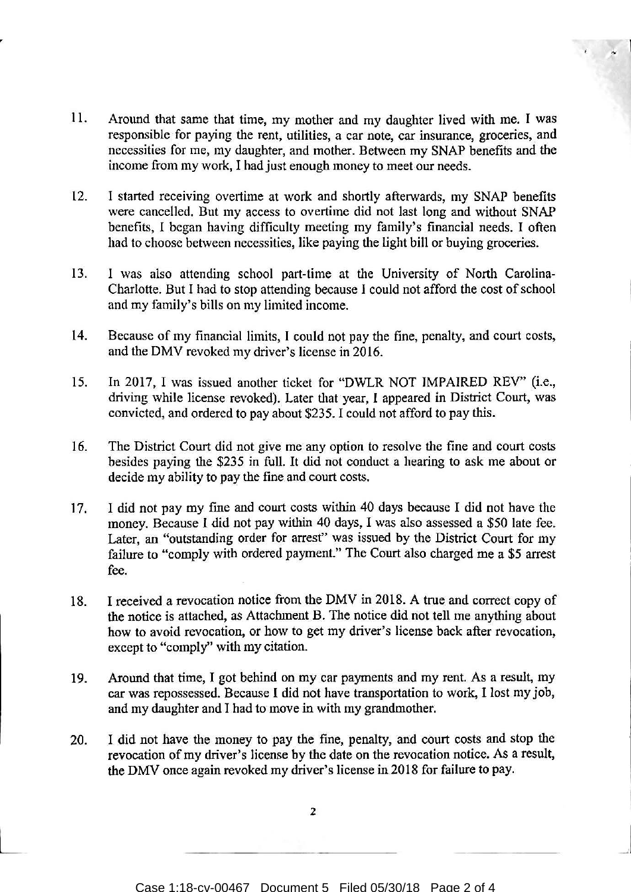11. Around that same that time, my mother and my daughter lived with me. I was responsible for paying the rent, utilities, a car note, car insurance, groceries, and necessities for me, my daughter, and mother. Between my SNAP benefits and the income from my work, I had just enough money to meet our needs.

12. I started receiving overtime at work and shortly afterwards, my SNAP benefits were cancelled. But my access to overtime did not last long and without SNAP benefits, I began having difficulty meeting my family's financial needs. I often had to choose between necessities, like paying the light bill or buying groceries.

13. I was also attending school part-time at the University of North Carolina-Charlotte. But I had to stop attending because I could not afford the cost of school and my family's bills on my limited income.

14. Because of my financial limits, I could not pay the fine, penalty, and court costs, and the DMV revoked my driver's license in 2016.

15. In 2017, I was issued another ticket for "DWLR NOT IMPAIRED REV" (i.e., driving while license revoked). Later that year, I appeared in District Court, was convicted, and ordered to pay about $235. I could not afford to pay this.

16. The District Court did not give me any option to resolve the fine and court costs besides paying the $235 in full. It did not conduct a hearing to ask me about or decide my ability to pay the fine and court costs.

17. I did not pay my fine and court costs within 40 days because I did not have the money. Because I did not pay within 40 days, I was also assessed a $50 late fee. Later, an "outstanding order for arrest" was issued by the District Court for my failure to "comply with ordered payment." The Court also charged me a $5 arrest fee.

18. I received a revocation notice from the DMV in 2018. A true and correct copy of the notice is attached, as Attachment B. The notice did not tell me anything about how to avoid revocation, or how to get my driver's license back after revocation, except to "comply" with my citation.

19. Around that time, I got behind on my car payments and my rent. As a result, my car was repossessed. Because I did not have transportation to work, I lost my job, and my daughter and I had to move in with my grandmother.

20. I did not have the money to pay the fine, penalty, and court costs and stop the revocation of my driver's license by the date on the revocation notice. As a result, the DMV once again revoked my driver's license in 2018 for failure to pay.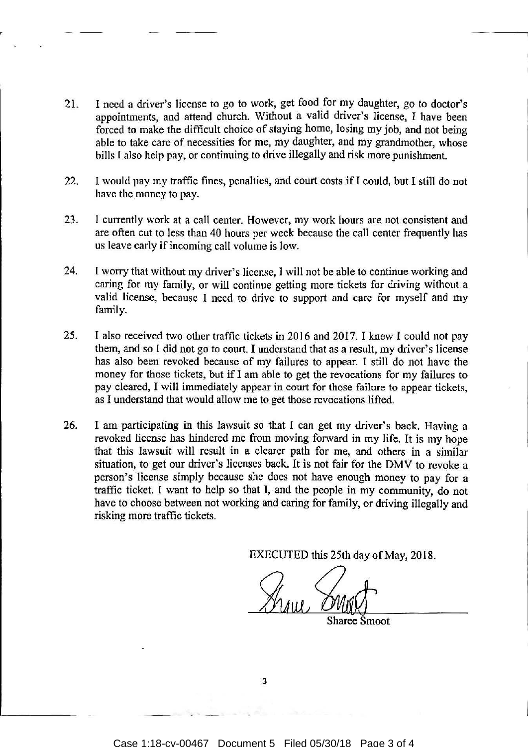21. I need a driver's license to go to work, get food for my daughter, go to doctor's appointments, and attend church. Without a valid driver's license, I have been forced to make the difficult choice of staying home, losing my job, and not being able to take care of necessities for me, my daughter, and my grandmother, whose bills I also help pay, or continuing to drive illegally and risk more punishment.

22. I would pay my traffic fines, penalties, and court costs if I could, but I still do not have the money to pay.

23. I currently work at a call center. However, my work hours are not consistent and are often cut to less than 40 hours per week because the call center frequently has us leave early if incoming call volume is low.

24. I worry that without my driver's license, I will not be able to continue working and caring for my family, or will continue getting more tickets for driving without a valid license, because I need to drive to support and care for myself and my family.

25. I also received two other traffic tickets in 2016 and 2017. I knew I could not pay them, and so I did not go to court. I understand that as a result, my driver's license has also been revoked because of my failures to appear. I still do not have the money for those tickets, but if I am able to get the revocations for my failures to pay cleared, I will immediately appear in court for those failure to appear tickets, as I understand that would allow me to get those revocations lifted.

26. I am participating in this lawsuit so that I can get my driver's back. Having a revoked license has hindered me from moving forward in my life. It is my hope that this lawsuit will result in a clearer path for me, and others in a similar situation, to get our driver's licenses back. It is not fair for the DMV to revoke a person's license simply because she does not have enough money to pay for a traffic ticket. I want to help so that I, and the people in my community, do not have to choose between not working and caring for family, or driving illegally and risking more traffic tickets.

EXECUTED this 25th day of May, 2018.

Sharee Smoot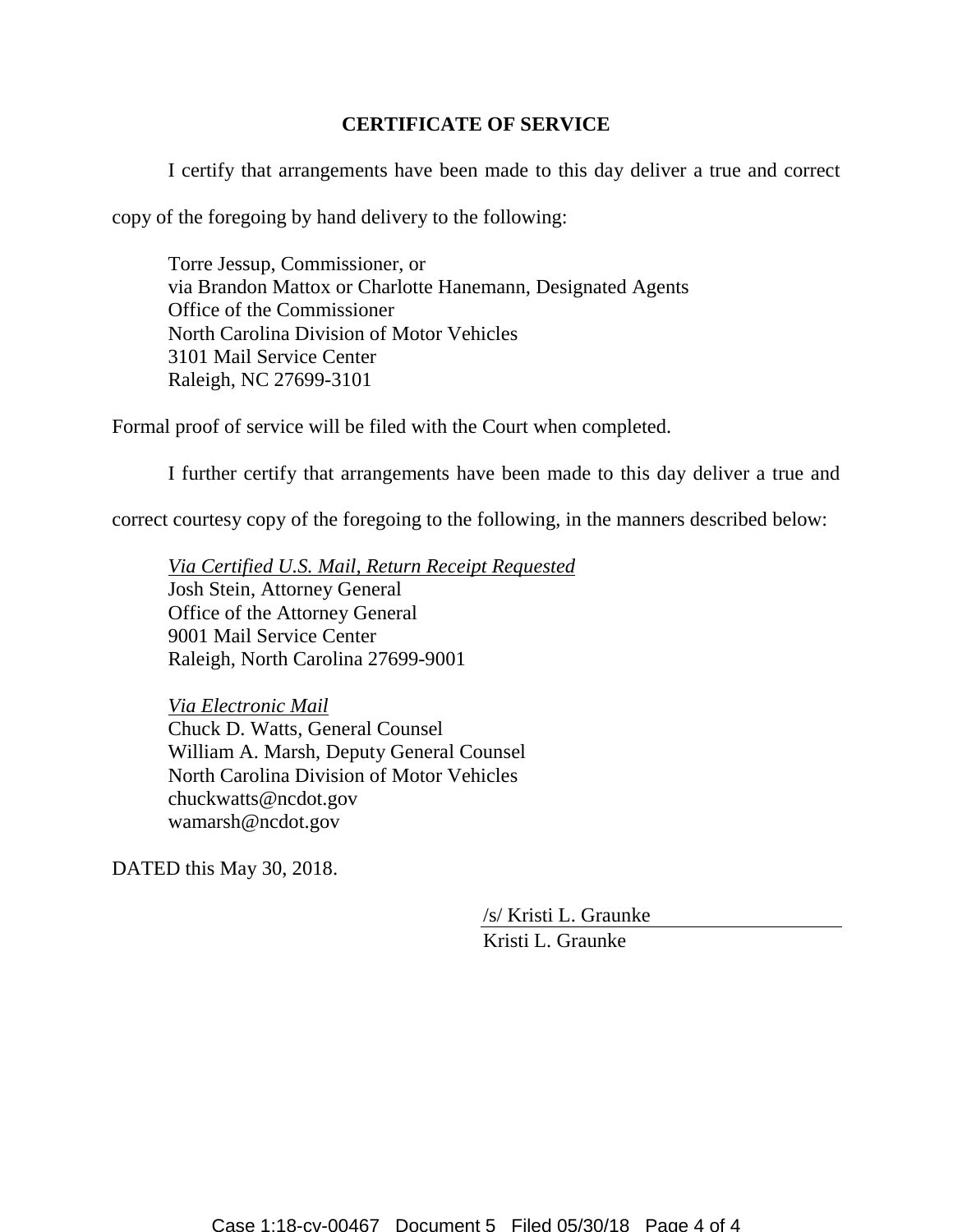**CERTIFICATE OF SERVICE**

I certify that arrangements have been made to this day deliver a true and correct copy of the foregoing by hand delivery to the following:

Torre Jessup, Commissioner, or
via Brandon Mattox or Charlotte Hanemann, Designated Agents
Office of the Commissioner
North Carolina Division of Motor Vehicles
3101 Mail Service Center
Raleigh, NC 27699-3101

Formal proof of service will be filed with the Court when completed.

I further certify that arrangements have been made to this day deliver a true and correct courtesy copy of the foregoing to the following, in the manners described below:

*Via Certified U.S. Mail, Return Receipt Requested*
Josh Stein, Attorney General
Office of the Attorney General
9001 Mail Service Center
Raleigh, North Carolina 27699-9001

*Via Electronic Mail*
Chuck D. Watts, General Counsel
William A. Marsh, Deputy General Counsel
North Carolina Division of Motor Vehicles
chuckwatts@ncdot.gov
wamarsh@ncdot.gov

DATED this May 30, 2018.

/s/ Kristi L. Graunke
Kristi L. Graunke